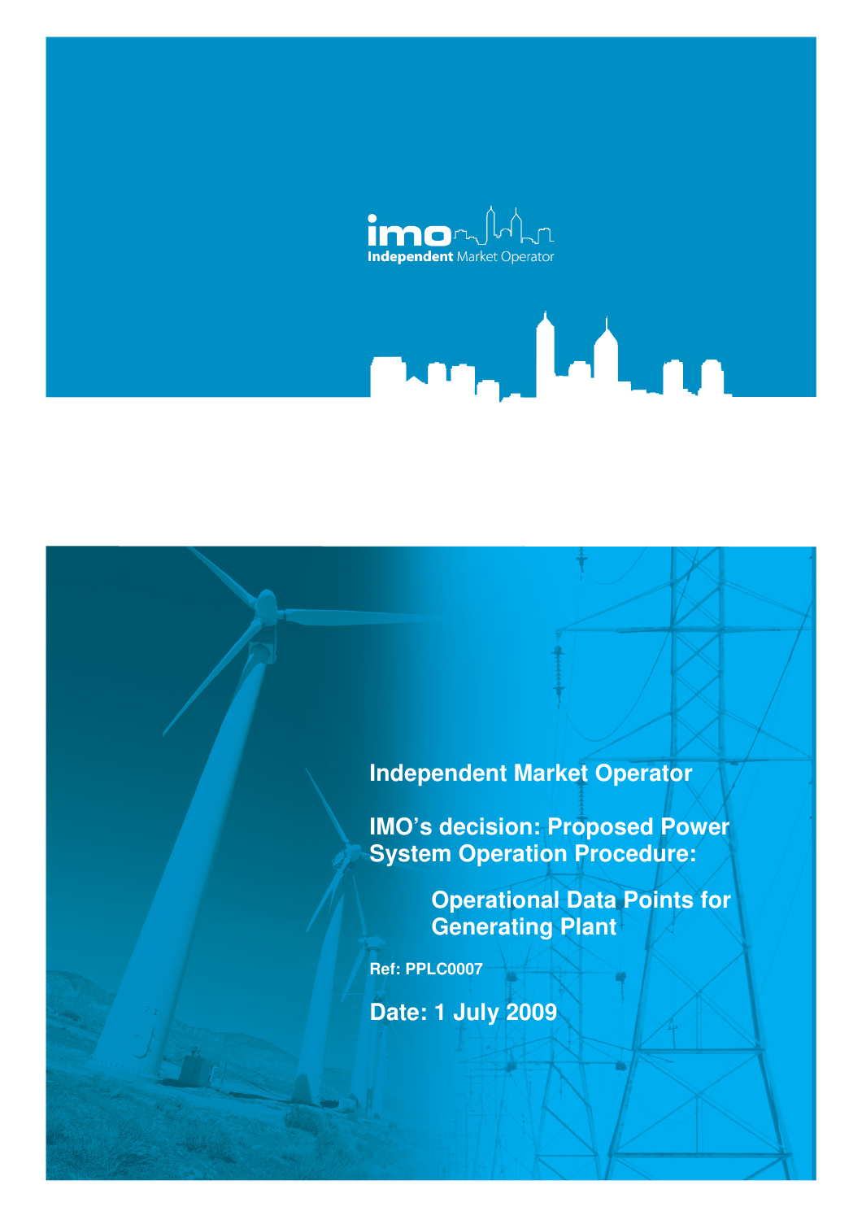imo Independent Market Operator

# Independent Market Operator

## IMO's decision: Proposed Power System Operation Procedure:

### Operational Data Points for Generating Plant

**Ref: PPLC0007**

**Date: 1 July 2009**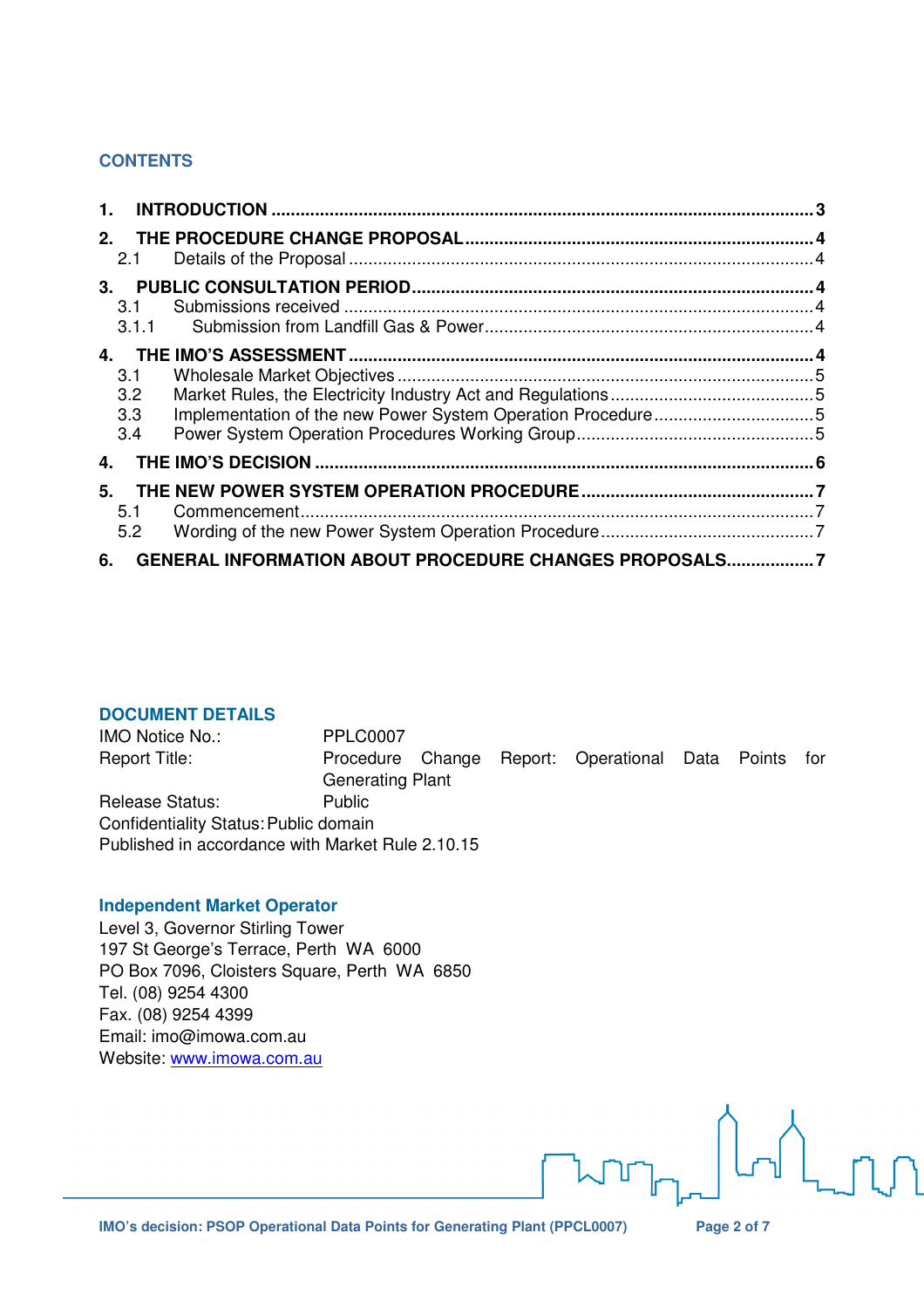## CONTENTS

1. **INTRODUCTION** ........ 3
2. **THE PROCEDURE CHANGE PROPOSAL** ........ 4
   - 2.1 Details of the Proposal ........ 4
3. **PUBLIC CONSULTATION PERIOD** ........ 4
   - 3.1 Submissions received ........ 4
     - 3.1.1 Submission from Landfill Gas & Power ........ 4
4. **THE IMO'S ASSESSMENT** ........ 4
   - 3.1 Wholesale Market Objectives ........ 5
   - 3.2 Market Rules, the Electricity Industry Act and Regulations ........ 5
   - 3.3 Implementation of the new Power System Operation Procedure ........ 5
   - 3.4 Power System Operation Procedures Working Group ........ 5
4. **THE IMO'S DECISION** ........ 6
5. **THE NEW POWER SYSTEM OPERATION PROCEDURE** ........ 7
   - 5.1 Commencement ........ 7
   - 5.2 Wording of the new Power System Operation Procedure ........ 7
6. **GENERAL INFORMATION ABOUT PROCEDURE CHANGES PROPOSALS** ........ 7

## DOCUMENT DETAILS

IMO Notice No.: PPLC0007
Report Title: Procedure Change Report: Operational Data Points for Generating Plant
Release Status: Public
Confidentiality Status: Public domain
Published in accordance with Market Rule 2.10.15

### Independent Market Operator

Level 3, Governor Stirling Tower
197 St George's Terrace, Perth WA 6000
PO Box 7096, Cloisters Square, Perth WA 6850
Tel. (08) 9254 4300
Fax. (08) 9254 4399
Email: imo@imowa.com.au
Website: www.imowa.com.au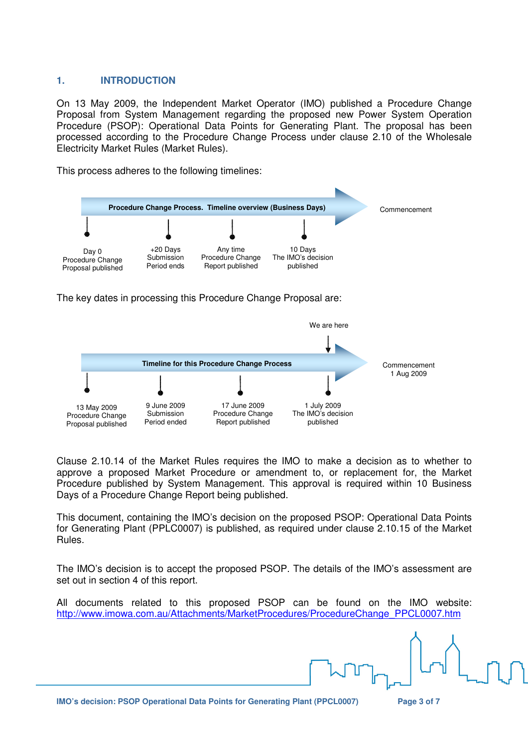## 1. INTRODUCTION

On 13 May 2009, the Independent Market Operator (IMO) published a Procedure Change Proposal from System Management regarding the proposed new Power System Operation Procedure (PSOP): Operational Data Points for Generating Plant. The proposal has been processed according to the Procedure Change Process under clause 2.10 of the Wholesale Electricity Market Rules (Market Rules).

This process adheres to the following timelines:

**Procedure Change Process. Timeline overview (Business Days)**

| Day 0 | +20 Days | Any time | 10 Days | |
|---|---|---|---|---|
| Procedure Change Proposal published | Submission Period ends | Procedure Change Report published | The IMO's decision published | Commencement |

The key dates in processing this Procedure Change Proposal are:

**Timeline for this Procedure Change Process**

| 13 May 2009 | 9 June 2009 | 17 June 2009 | 1 July 2009 (We are here) | Commencement 1 Aug 2009 |
|---|---|---|---|---|
| Procedure Change Proposal published | Submission Period ended | Procedure Change Report published | The IMO's decision published | |

Clause 2.10.14 of the Market Rules requires the IMO to make a decision as to whether to approve a proposed Market Procedure or amendment to, or replacement for, the Market Procedure published by System Management. This approval is required within 10 Business Days of a Procedure Change Report being published.

This document, containing the IMO's decision on the proposed PSOP: Operational Data Points for Generating Plant (PPLC0007) is published, as required under clause 2.10.15 of the Market Rules.

The IMO's decision is to accept the proposed PSOP. The details of the IMO's assessment are set out in section 4 of this report.

All documents related to this proposed PSOP can be found on the IMO website: http://www.imowa.com.au/Attachments/MarketProcedures/ProcedureChange_PPCL0007.htm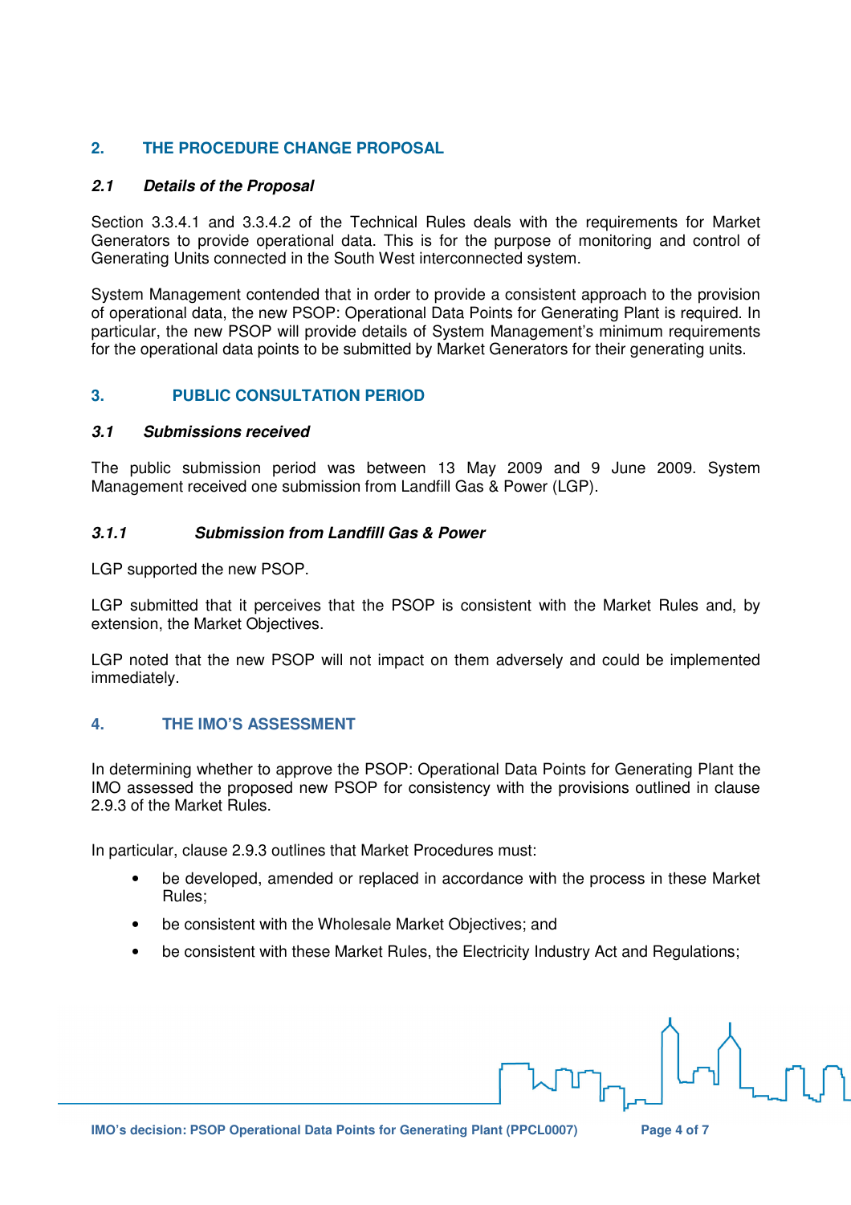## 2. THE PROCEDURE CHANGE PROPOSAL

### *2.1 Details of the Proposal*

Section 3.3.4.1 and 3.3.4.2 of the Technical Rules deals with the requirements for Market Generators to provide operational data. This is for the purpose of monitoring and control of Generating Units connected in the South West interconnected system.

System Management contended that in order to provide a consistent approach to the provision of operational data, the new PSOP: Operational Data Points for Generating Plant is required. In particular, the new PSOP will provide details of System Management's minimum requirements for the operational data points to be submitted by Market Generators for their generating units.

## 3. PUBLIC CONSULTATION PERIOD

### *3.1 Submissions received*

The public submission period was between 13 May 2009 and 9 June 2009. System Management received one submission from Landfill Gas & Power (LGP).

#### *3.1.1 Submission from Landfill Gas & Power*

LGP supported the new PSOP.

LGP submitted that it perceives that the PSOP is consistent with the Market Rules and, by extension, the Market Objectives.

LGP noted that the new PSOP will not impact on them adversely and could be implemented immediately.

## 4. THE IMO'S ASSESSMENT

In determining whether to approve the PSOP: Operational Data Points for Generating Plant the IMO assessed the proposed new PSOP for consistency with the provisions outlined in clause 2.9.3 of the Market Rules.

In particular, clause 2.9.3 outlines that Market Procedures must:

- be developed, amended or replaced in accordance with the process in these Market Rules;
- be consistent with the Wholesale Market Objectives; and
- be consistent with these Market Rules, the Electricity Industry Act and Regulations;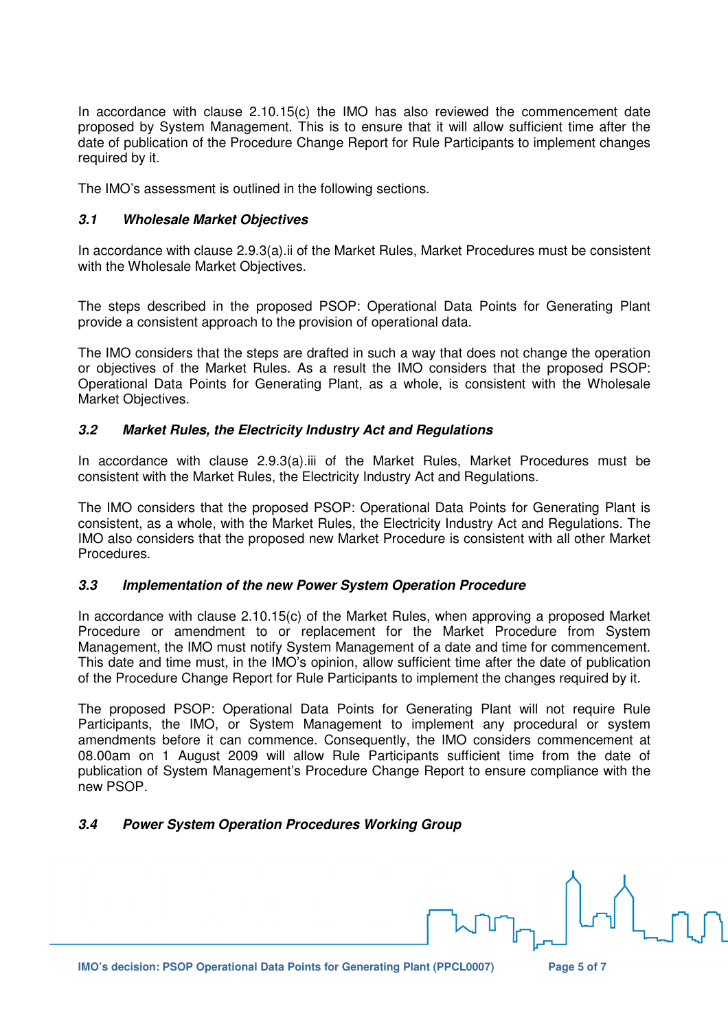In accordance with clause 2.10.15(c) the IMO has also reviewed the commencement date proposed by System Management. This is to ensure that it will allow sufficient time after the date of publication of the Procedure Change Report for Rule Participants to implement changes required by it.

The IMO's assessment is outlined in the following sections.

### *3.1 Wholesale Market Objectives*

In accordance with clause 2.9.3(a).ii of the Market Rules, Market Procedures must be consistent with the Wholesale Market Objectives.

The steps described in the proposed PSOP: Operational Data Points for Generating Plant provide a consistent approach to the provision of operational data.

The IMO considers that the steps are drafted in such a way that does not change the operation or objectives of the Market Rules. As a result the IMO considers that the proposed PSOP: Operational Data Points for Generating Plant, as a whole, is consistent with the Wholesale Market Objectives.

### *3.2 Market Rules, the Electricity Industry Act and Regulations*

In accordance with clause 2.9.3(a).iii of the Market Rules, Market Procedures must be consistent with the Market Rules, the Electricity Industry Act and Regulations.

The IMO considers that the proposed PSOP: Operational Data Points for Generating Plant is consistent, as a whole, with the Market Rules, the Electricity Industry Act and Regulations. The IMO also considers that the proposed new Market Procedure is consistent with all other Market Procedures.

### *3.3 Implementation of the new Power System Operation Procedure*

In accordance with clause 2.10.15(c) of the Market Rules, when approving a proposed Market Procedure or amendment to or replacement for the Market Procedure from System Management, the IMO must notify System Management of a date and time for commencement. This date and time must, in the IMO's opinion, allow sufficient time after the date of publication of the Procedure Change Report for Rule Participants to implement the changes required by it.

The proposed PSOP: Operational Data Points for Generating Plant will not require Rule Participants, the IMO, or System Management to implement any procedural or system amendments before it can commence. Consequently, the IMO considers commencement at 08.00am on 1 August 2009 will allow Rule Participants sufficient time from the date of publication of System Management's Procedure Change Report to ensure compliance with the new PSOP.

### *3.4 Power System Operation Procedures Working Group*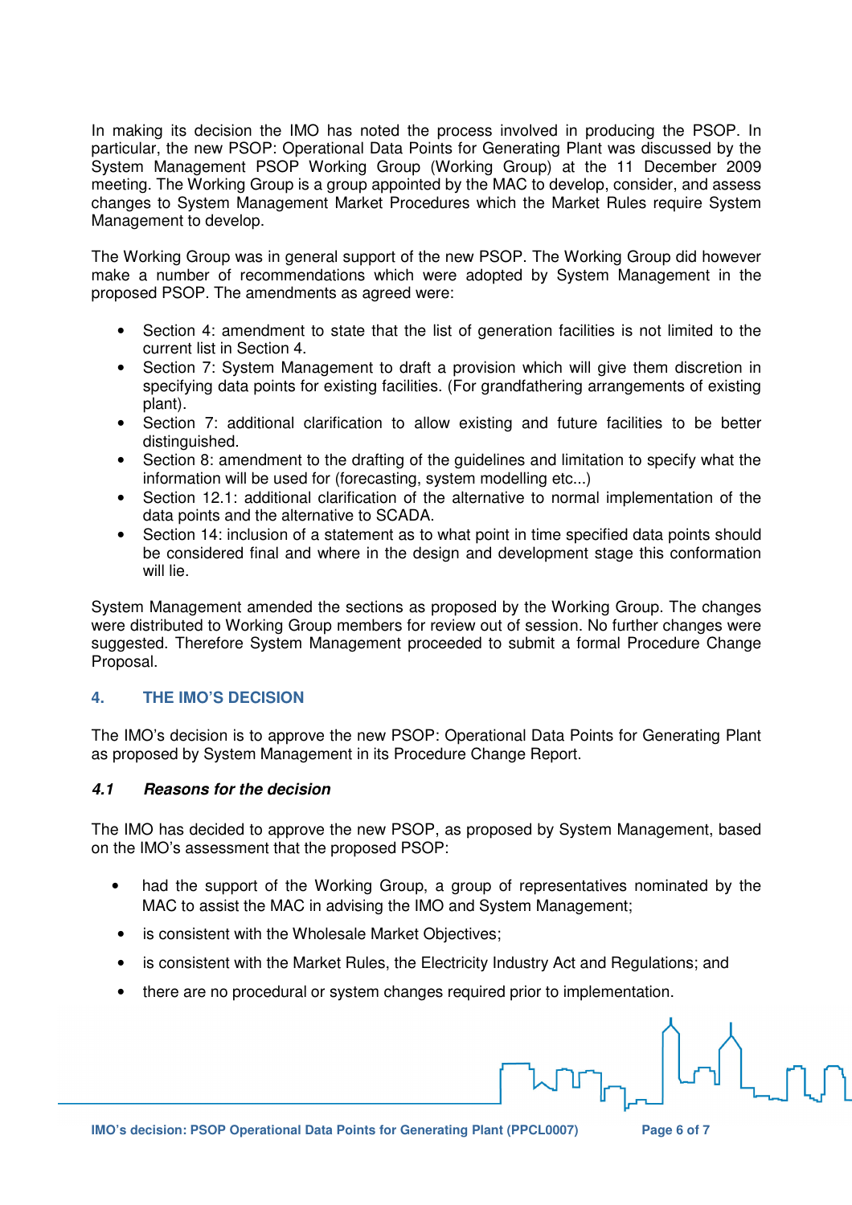In making its decision the IMO has noted the process involved in producing the PSOP. In particular, the new PSOP: Operational Data Points for Generating Plant was discussed by the System Management PSOP Working Group (Working Group) at the 11 December 2009 meeting. The Working Group is a group appointed by the MAC to develop, consider, and assess changes to System Management Market Procedures which the Market Rules require System Management to develop.

The Working Group was in general support of the new PSOP. The Working Group did however make a number of recommendations which were adopted by System Management in the proposed PSOP. The amendments as agreed were:

- Section 4: amendment to state that the list of generation facilities is not limited to the current list in Section 4.
- Section 7: System Management to draft a provision which will give them discretion in specifying data points for existing facilities. (For grandfathering arrangements of existing plant).
- Section 7: additional clarification to allow existing and future facilities to be better distinguished.
- Section 8: amendment to the drafting of the guidelines and limitation to specify what the information will be used for (forecasting, system modelling etc...)
- Section 12.1: additional clarification of the alternative to normal implementation of the data points and the alternative to SCADA.
- Section 14: inclusion of a statement as to what point in time specified data points should be considered final and where in the design and development stage this conformation will lie.

System Management amended the sections as proposed by the Working Group. The changes were distributed to Working Group members for review out of session. No further changes were suggested. Therefore System Management proceeded to submit a formal Procedure Change Proposal.

## 4. THE IMO'S DECISION

The IMO's decision is to approve the new PSOP: Operational Data Points for Generating Plant as proposed by System Management in its Procedure Change Report.

### *4.1 Reasons for the decision*

The IMO has decided to approve the new PSOP, as proposed by System Management, based on the IMO's assessment that the proposed PSOP:

- had the support of the Working Group, a group of representatives nominated by the MAC to assist the MAC in advising the IMO and System Management;
- is consistent with the Wholesale Market Objectives;
- is consistent with the Market Rules, the Electricity Industry Act and Regulations; and
- there are no procedural or system changes required prior to implementation.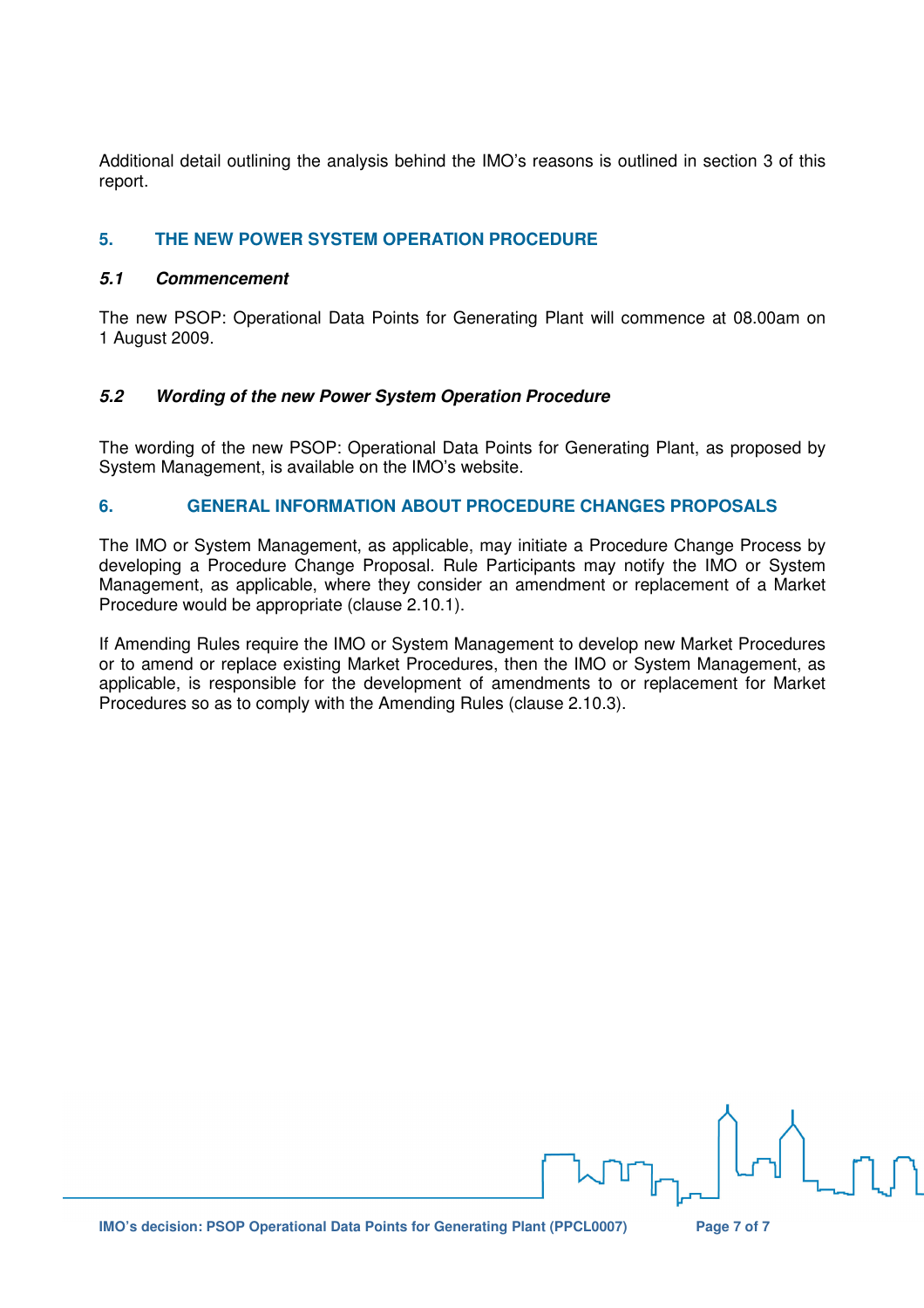Additional detail outlining the analysis behind the IMO's reasons is outlined in section 3 of this report.

## 5. THE NEW POWER SYSTEM OPERATION PROCEDURE

### *5.1 Commencement*

The new PSOP: Operational Data Points for Generating Plant will commence at 08.00am on 1 August 2009.

### *5.2 Wording of the new Power System Operation Procedure*

The wording of the new PSOP: Operational Data Points for Generating Plant, as proposed by System Management, is available on the IMO's website.

## 6. GENERAL INFORMATION ABOUT PROCEDURE CHANGES PROPOSALS

The IMO or System Management, as applicable, may initiate a Procedure Change Process by developing a Procedure Change Proposal. Rule Participants may notify the IMO or System Management, as applicable, where they consider an amendment or replacement of a Market Procedure would be appropriate (clause 2.10.1).

If Amending Rules require the IMO or System Management to develop new Market Procedures or to amend or replace existing Market Procedures, then the IMO or System Management, as applicable, is responsible for the development of amendments to or replacement for Market Procedures so as to comply with the Amending Rules (clause 2.10.3).